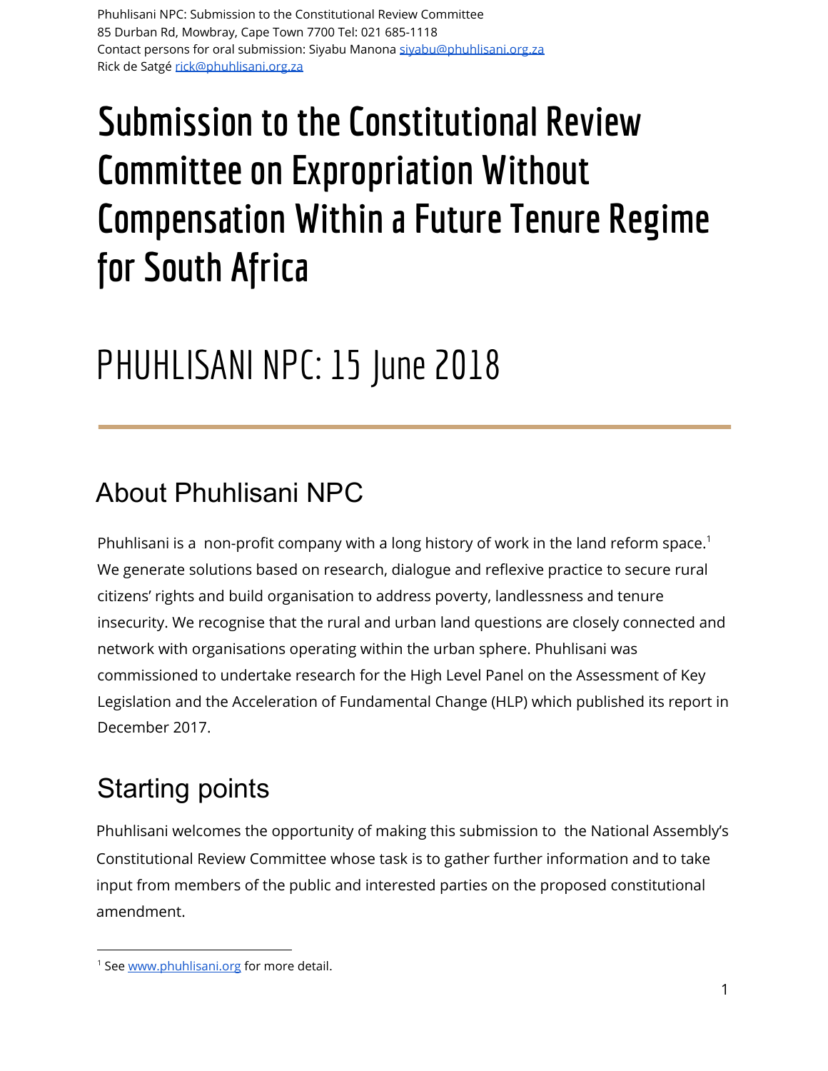Phuhlisani NPC: Submission to the Constitutional Review Committee
85 Durban Rd, Mowbray, Cape Town 7700 Tel: 021 685-1118
Contact persons for oral submission: Siyabu Manona siyabu@phuhlisani.org.za
Rick de Satgé rick@phuhlisani.org.za

# Submission to the Constitutional Review Committee on Expropriation Without Compensation Within a Future Tenure Regime for South Africa

# PHUHLISANI NPC: 15 June 2018

---

## About Phuhlisani NPC

Phuhlisani is a non-profit company with a long history of work in the land reform space.[1] We generate solutions based on research, dialogue and reflexive practice to secure rural citizens' rights and build organisation to address poverty, landlessness and tenure insecurity. We recognise that the rural and urban land questions are closely connected and network with organisations operating within the urban sphere. Phuhlisani was commissioned to undertake research for the High Level Panel on the Assessment of Key Legislation and the Acceleration of Fundamental Change (HLP) which published its report in December 2017.

## Starting points

Phuhlisani welcomes the opportunity of making this submission to the National Assembly's Constitutional Review Committee whose task is to gather further information and to take input from members of the public and interested parties on the proposed constitutional amendment.

---

[1] See www.phuhlisani.org for more detail.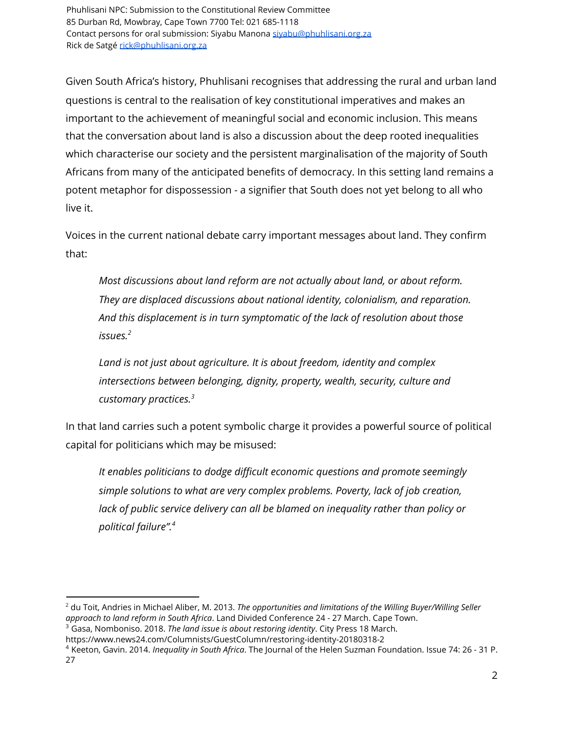Given South Africa's history, Phuhlisani recognises that addressing the rural and urban land questions is central to the realisation of key constitutional imperatives and makes an important to the achievement of meaningful social and economic inclusion. This means that the conversation about land is also a discussion about the deep rooted inequalities which characterise our society and the persistent marginalisation of the majority of South Africans from many of the anticipated benefits of democracy. In this setting land remains a potent metaphor for dispossession - a signifier that South does not yet belong to all who live it.

Voices in the current national debate carry important messages about land. They confirm that:

> *Most discussions about land reform are not actually about land, or about reform. They are displaced discussions about national identity, colonialism, and reparation. And this displacement is in turn symptomatic of the lack of resolution about those issues.*[2]

> *Land is not just about agriculture. It is about freedom, identity and complex intersections between belonging, dignity, property, wealth, security, culture and customary practices.*[3]

In that land carries such a potent symbolic charge it provides a powerful source of political capital for politicians which may be misused:

> *It enables politicians to dodge difficult economic questions and promote seemingly simple solutions to what are very complex problems. Poverty, lack of job creation, lack of public service delivery can all be blamed on inequality rather than policy or political failure".*[4]

---

[2] du Toit, Andries in Michael Aliber, M. 2013. *The opportunities and limitations of the Willing Buyer/Willing Seller approach to land reform in South Africa*. Land Divided Conference 24 - 27 March. Cape Town.

[3] Gasa, Nomboniso. 2018. *The land issue is about restoring identity*. City Press 18 March. https://www.news24.com/Columnists/GuestColumn/restoring-identity-20180318-2

[4] Keeton, Gavin. 2014. *Inequality in South Africa*. The Journal of the Helen Suzman Foundation. Issue 74: 26 - 31 P. 27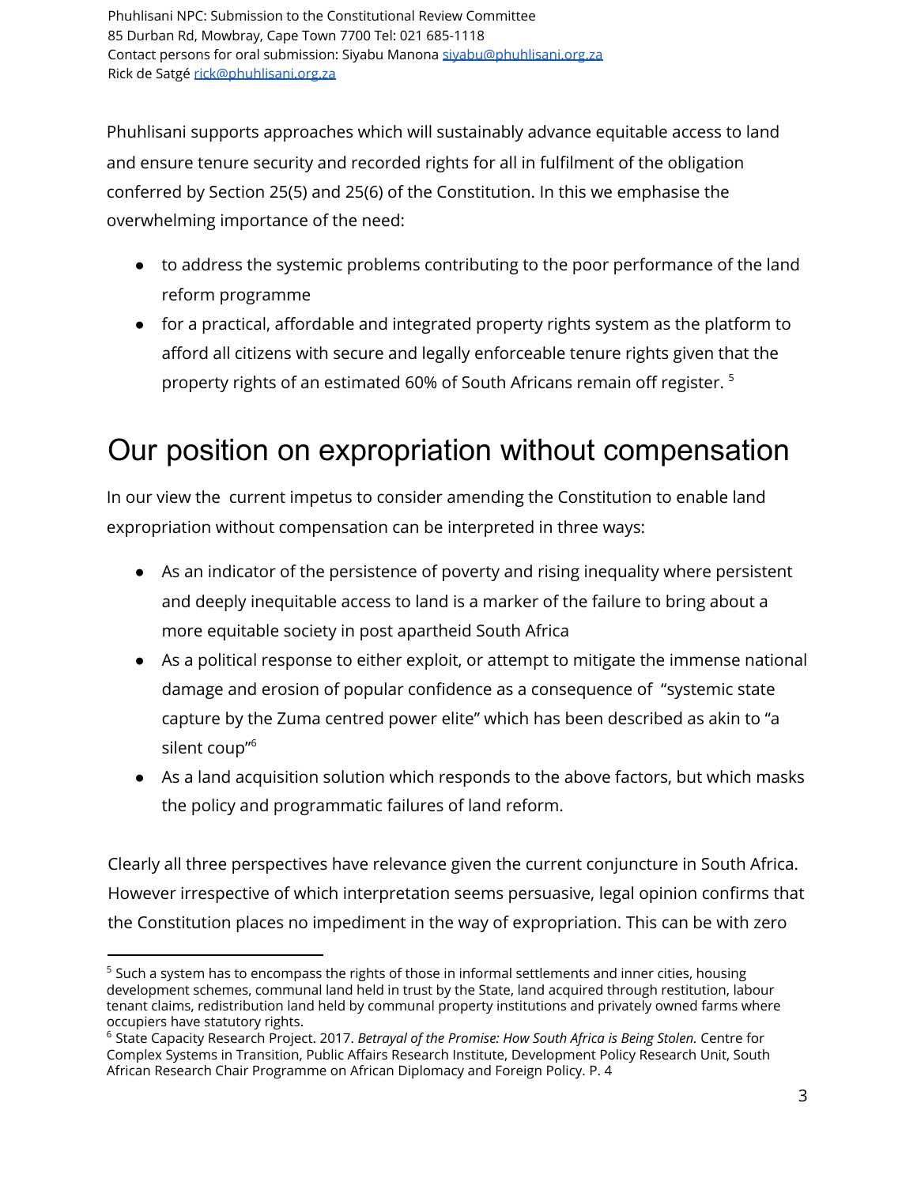Phuhlisani NPC: Submission to the Constitutional Review Committee
85 Durban Rd, Mowbray, Cape Town 7700 Tel: 021 685-1118
Contact persons for oral submission: Siyabu Manona siyabu@phuhlisani.org.za
Rick de Satgé rick@phuhlisani.org.za

Phuhlisani supports approaches which will sustainably advance equitable access to land and ensure tenure security and recorded rights for all in fulfilment of the obligation conferred by Section 25(5) and 25(6) of the Constitution. In this we emphasise the overwhelming importance of the need:

- to address the systemic problems contributing to the poor performance of the land reform programme
- for a practical, affordable and integrated property rights system as the platform to afford all citizens with secure and legally enforceable tenure rights given that the property rights of an estimated 60% of South Africans remain off register. [5]

# Our position on expropriation without compensation

In our view the current impetus to consider amending the Constitution to enable land expropriation without compensation can be interpreted in three ways:

- As an indicator of the persistence of poverty and rising inequality where persistent and deeply inequitable access to land is a marker of the failure to bring about a more equitable society in post apartheid South Africa
- As a political response to either exploit, or attempt to mitigate the immense national damage and erosion of popular confidence as a consequence of "systemic state capture by the Zuma centred power elite" which has been described as akin to "a silent coup"[6]
- As a land acquisition solution which responds to the above factors, but which masks the policy and programmatic failures of land reform.

Clearly all three perspectives have relevance given the current conjuncture in South Africa. However irrespective of which interpretation seems persuasive, legal opinion confirms that the Constitution places no impediment in the way of expropriation. This can be with zero

---

[5] Such a system has to encompass the rights of those in informal settlements and inner cities, housing development schemes, communal land held in trust by the State, land acquired through restitution, labour tenant claims, redistribution land held by communal property institutions and privately owned farms where occupiers have statutory rights.

[6] State Capacity Research Project. 2017. *Betrayal of the Promise: How South Africa is Being Stolen.* Centre for Complex Systems in Transition, Public Affairs Research Institute, Development Policy Research Unit, South African Research Chair Programme on African Diplomacy and Foreign Policy. P. 4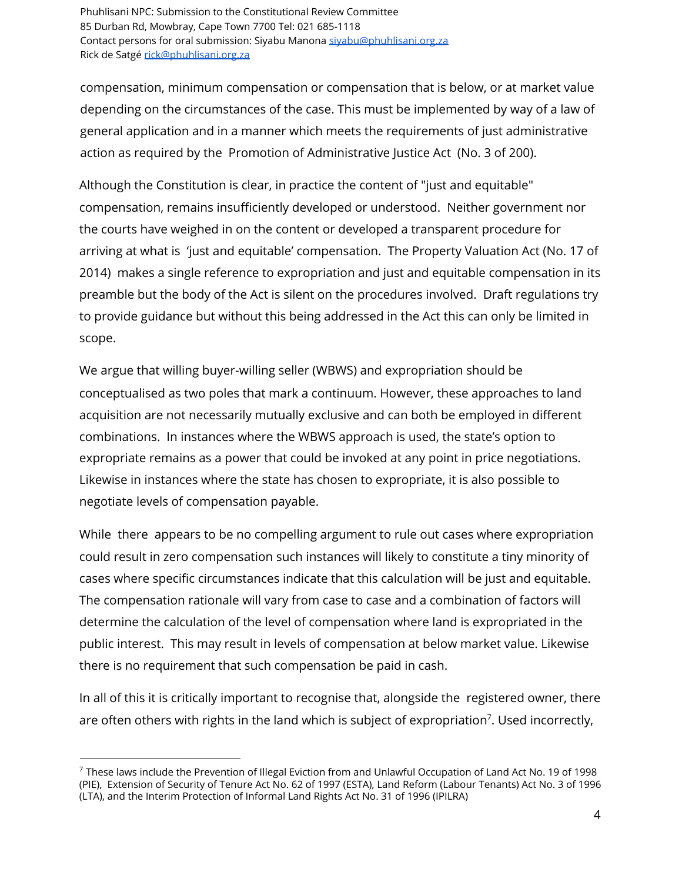compensation, minimum compensation or compensation that is below, or at market value depending on the circumstances of the case. This must be implemented by way of a law of general application and in a manner which meets the requirements of just administrative action as required by the Promotion of Administrative Justice Act (No. 3 of 200).

Although the Constitution is clear, in practice the content of "just and equitable" compensation, remains insufficiently developed or understood. Neither government nor the courts have weighed in on the content or developed a transparent procedure for arriving at what is 'just and equitable' compensation. The Property Valuation Act (No. 17 of 2014) makes a single reference to expropriation and just and equitable compensation in its preamble but the body of the Act is silent on the procedures involved. Draft regulations try to provide guidance but without this being addressed in the Act this can only be limited in scope.

We argue that willing buyer-willing seller (WBWS) and expropriation should be conceptualised as two poles that mark a continuum. However, these approaches to land acquisition are not necessarily mutually exclusive and can both be employed in different combinations. In instances where the WBWS approach is used, the state's option to expropriate remains as a power that could be invoked at any point in price negotiations. Likewise in instances where the state has chosen to expropriate, it is also possible to negotiate levels of compensation payable.

While there appears to be no compelling argument to rule out cases where expropriation could result in zero compensation such instances will likely to constitute a tiny minority of cases where specific circumstances indicate that this calculation will be just and equitable. The compensation rationale will vary from case to case and a combination of factors will determine the calculation of the level of compensation where land is expropriated in the public interest. This may result in levels of compensation at below market value. Likewise there is no requirement that such compensation be paid in cash.

In all of this it is critically important to recognise that, alongside the registered owner, there are often others with rights in the land which is subject of expropriation[7]. Used incorrectly,

[7] These laws include the Prevention of Illegal Eviction from and Unlawful Occupation of Land Act No. 19 of 1998 (PIE), Extension of Security of Tenure Act No. 62 of 1997 (ESTA), Land Reform (Labour Tenants) Act No. 3 of 1996 (LTA), and the Interim Protection of Informal Land Rights Act No. 31 of 1996 (IPILRA)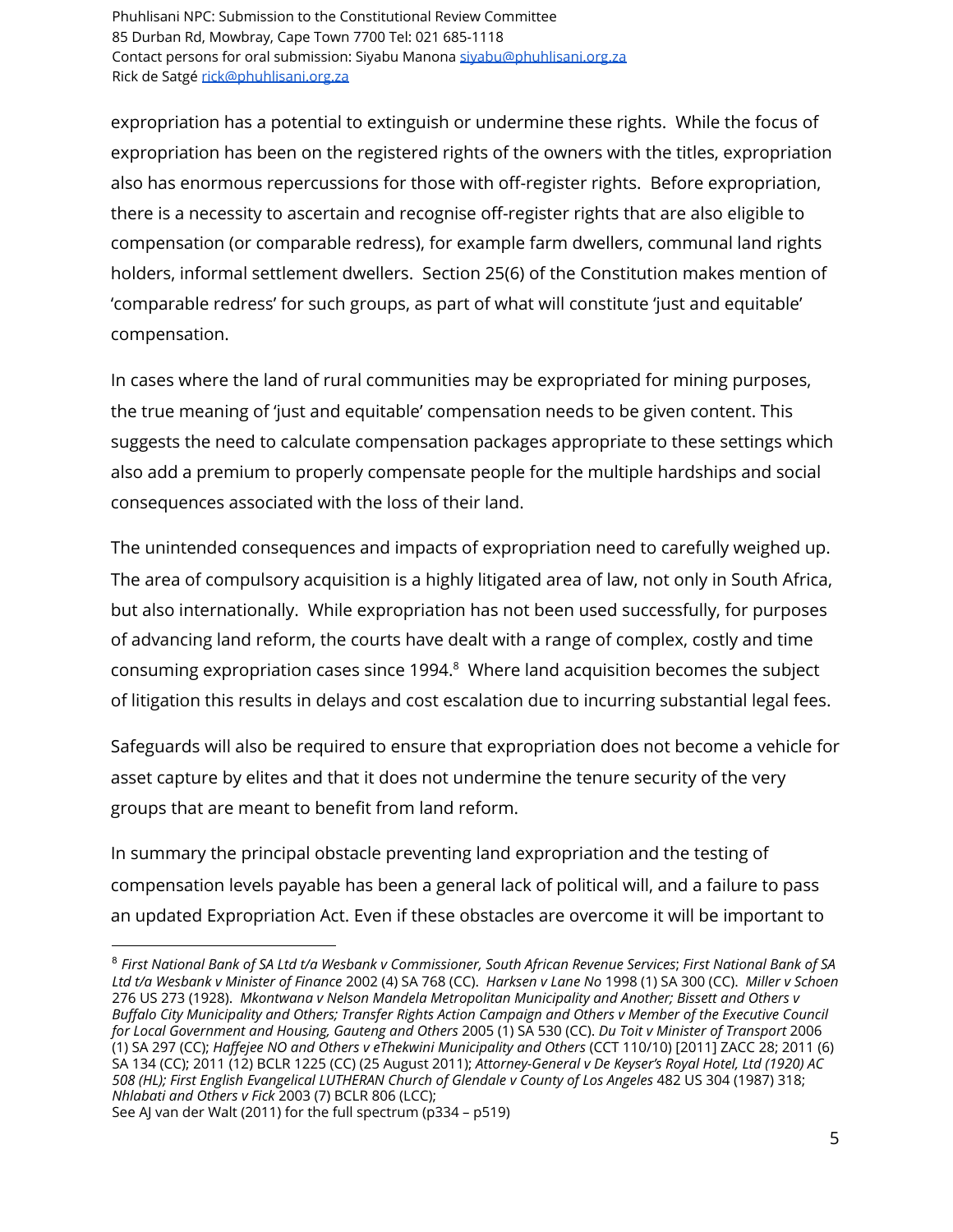expropriation has a potential to extinguish or undermine these rights. While the focus of expropriation has been on the registered rights of the owners with the titles, expropriation also has enormous repercussions for those with off-register rights. Before expropriation, there is a necessity to ascertain and recognise off-register rights that are also eligible to compensation (or comparable redress), for example farm dwellers, communal land rights holders, informal settlement dwellers. Section 25(6) of the Constitution makes mention of 'comparable redress' for such groups, as part of what will constitute 'just and equitable' compensation.

In cases where the land of rural communities may be expropriated for mining purposes, the true meaning of 'just and equitable' compensation needs to be given content. This suggests the need to calculate compensation packages appropriate to these settings which also add a premium to properly compensate people for the multiple hardships and social consequences associated with the loss of their land.

The unintended consequences and impacts of expropriation need to carefully weighed up. The area of compulsory acquisition is a highly litigated area of law, not only in South Africa, but also internationally. While expropriation has not been used successfully, for purposes of advancing land reform, the courts have dealt with a range of complex, costly and time consuming expropriation cases since 1994.[8] Where land acquisition becomes the subject of litigation this results in delays and cost escalation due to incurring substantial legal fees.

Safeguards will also be required to ensure that expropriation does not become a vehicle for asset capture by elites and that it does not undermine the tenure security of the very groups that are meant to benefit from land reform.

In summary the principal obstacle preventing land expropriation and the testing of compensation levels payable has been a general lack of political will, and a failure to pass an updated Expropriation Act. Even if these obstacles are overcome it will be important to

---

[8] *First National Bank of SA Ltd t/a Wesbank v Commissioner, South African Revenue Services*; *First National Bank of SA Ltd t/a Wesbank v Minister of Finance* 2002 (4) SA 768 (CC). *Harksen v Lane No* 1998 (1) SA 300 (CC). *Miller v Schoen* 276 US 273 (1928). *Mkontwana v Nelson Mandela Metropolitan Municipality and Another; Bissett and Others v Buffalo City Municipality and Others; Transfer Rights Action Campaign and Others v Member of the Executive Council for Local Government and Housing, Gauteng and Others* 2005 (1) SA 530 (CC). *Du Toit v Minister of Transport* 2006 (1) SA 297 (CC); *Haffejee NO and Others v eThekwini Municipality and Others* (CCT 110/10) [2011] ZACC 28; 2011 (6) SA 134 (CC); 2011 (12) BCLR 1225 (CC) (25 August 2011); *Attorney-General v De Keyser's Royal Hotel, Ltd (1920) AC 508 (HL); First English Evangelical LUTHERAN Church of Glendale v County of Los Angeles* 482 US 304 (1987) 318; *Nhlabati and Others v Fick* 2003 (7) BCLR 806 (LCC);
See AJ van der Walt (2011) for the full spectrum (p334 – p519)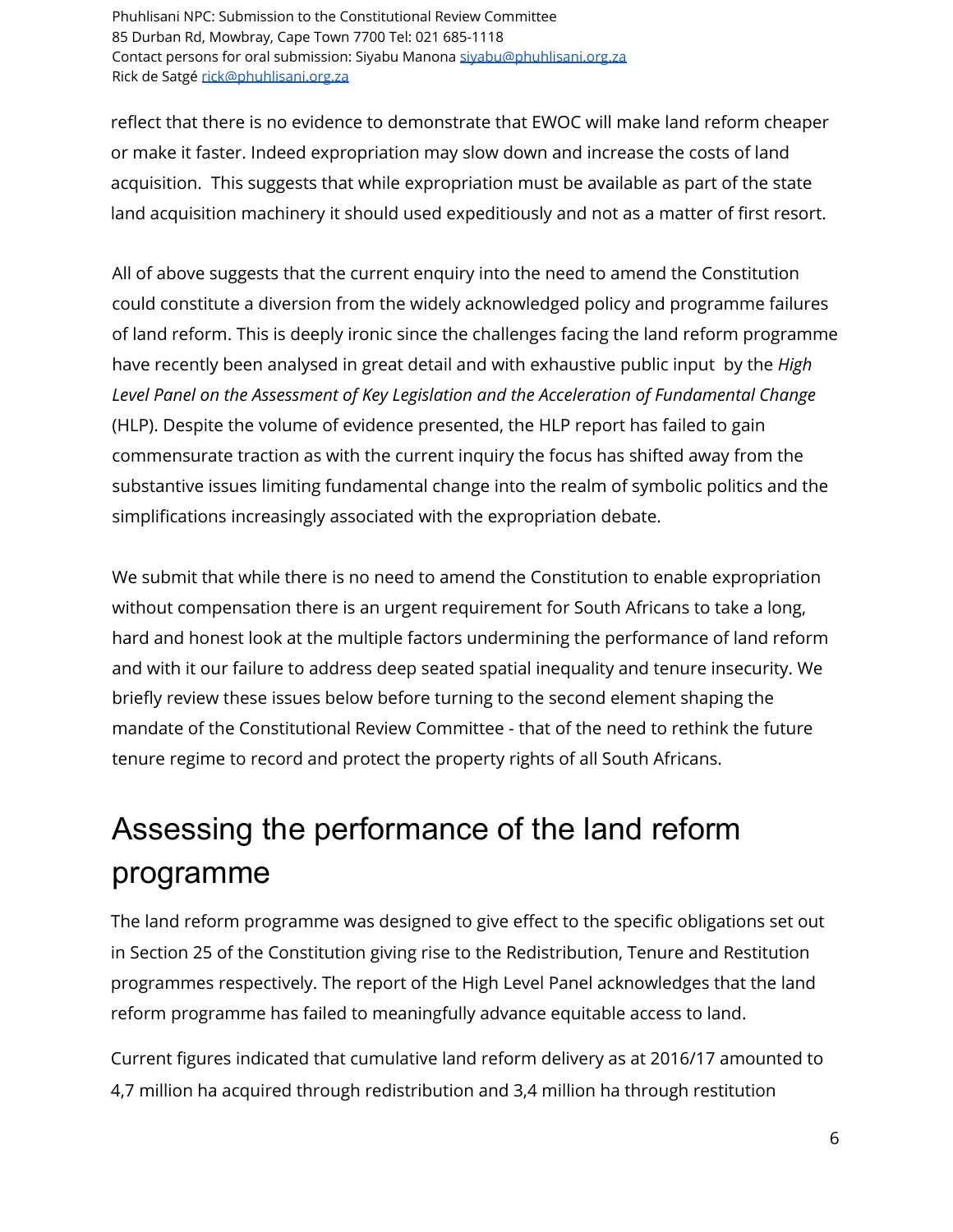reflect that there is no evidence to demonstrate that EWOC will make land reform cheaper or make it faster. Indeed expropriation may slow down and increase the costs of land acquisition. This suggests that while expropriation must be available as part of the state land acquisition machinery it should used expeditiously and not as a matter of first resort.

All of above suggests that the current enquiry into the need to amend the Constitution could constitute a diversion from the widely acknowledged policy and programme failures of land reform. This is deeply ironic since the challenges facing the land reform programme have recently been analysed in great detail and with exhaustive public input by the *High Level Panel on the Assessment of Key Legislation and the Acceleration of Fundamental Change* (HLP). Despite the volume of evidence presented, the HLP report has failed to gain commensurate traction as with the current inquiry the focus has shifted away from the substantive issues limiting fundamental change into the realm of symbolic politics and the simplifications increasingly associated with the expropriation debate.

We submit that while there is no need to amend the Constitution to enable expropriation without compensation there is an urgent requirement for South Africans to take a long, hard and honest look at the multiple factors undermining the performance of land reform and with it our failure to address deep seated spatial inequality and tenure insecurity. We briefly review these issues below before turning to the second element shaping the mandate of the Constitutional Review Committee - that of the need to rethink the future tenure regime to record and protect the property rights of all South Africans.

# Assessing the performance of the land reform programme

The land reform programme was designed to give effect to the specific obligations set out in Section 25 of the Constitution giving rise to the Redistribution, Tenure and Restitution programmes respectively. The report of the High Level Panel acknowledges that the land reform programme has failed to meaningfully advance equitable access to land.

Current figures indicated that cumulative land reform delivery as at 2016/17 amounted to 4,7 million ha acquired through redistribution and 3,4 million ha through restitution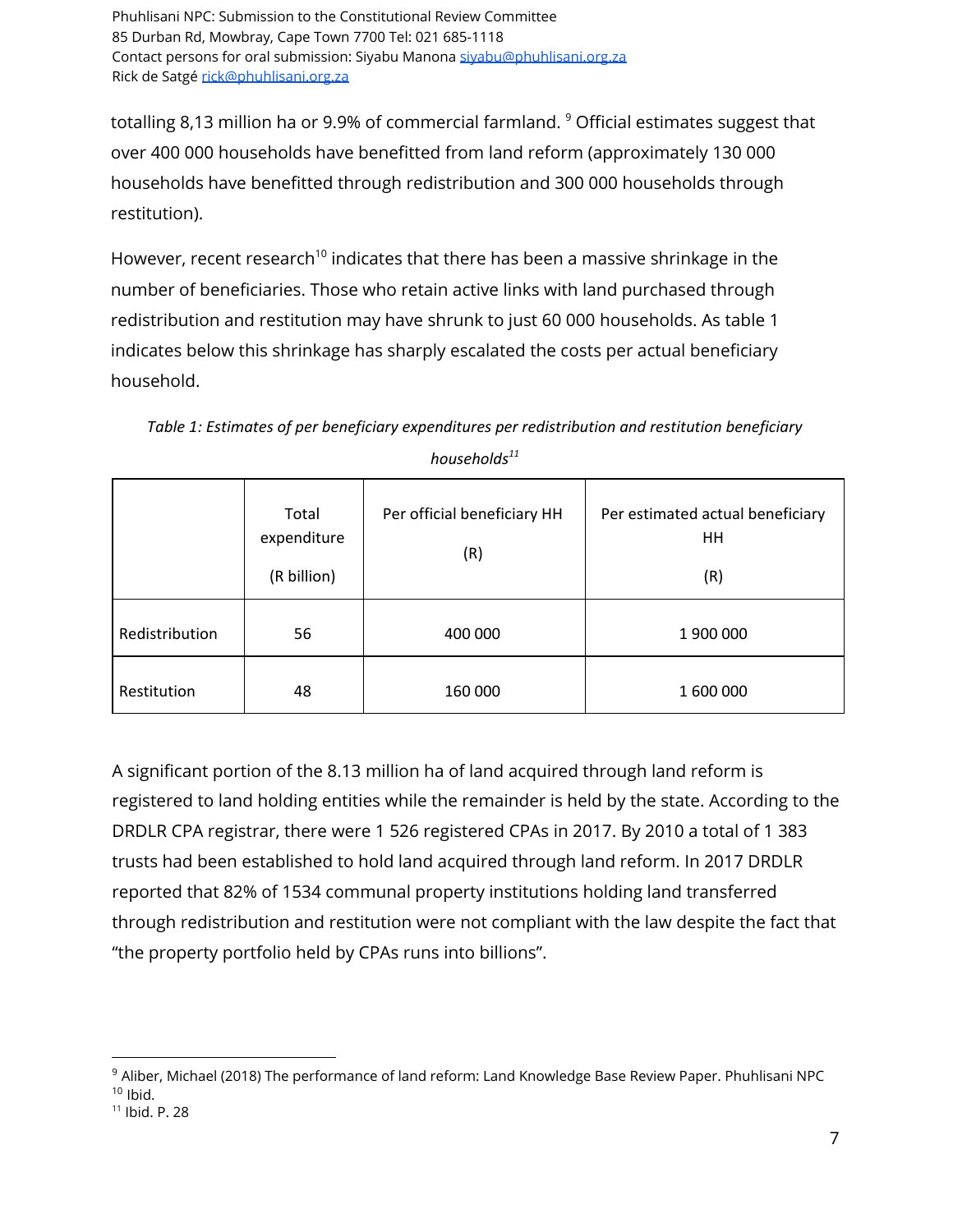totalling 8,13 million ha or 9.9% of commercial farmland. [9] Official estimates suggest that over 400 000 households have benefitted from land reform (approximately 130 000 households have benefitted through redistribution and 300 000 households through restitution).

However, recent research[10] indicates that there has been a massive shrinkage in the number of beneficiaries. Those who retain active links with land purchased through redistribution and restitution may have shrunk to just 60 000 households. As table 1 indicates below this shrinkage has sharply escalated the costs per actual beneficiary household.

*Table 1: Estimates of per beneficiary expenditures per redistribution and restitution beneficiary households[11]*

| | Total expenditure (R billion) | Per official beneficiary HH (R) | Per estimated actual beneficiary HH (R) |
|---|---|---|---|
| Redistribution | 56 | 400 000 | 1 900 000 |
| Restitution | 48 | 160 000 | 1 600 000 |

A significant portion of the 8.13 million ha of land acquired through land reform is registered to land holding entities while the remainder is held by the state. According to the DRDLR CPA registrar, there were 1 526 registered CPAs in 2017. By 2010 a total of 1 383 trusts had been established to hold land acquired through land reform. In 2017 DRDLR reported that 82% of 1534 communal property institutions holding land transferred through redistribution and restitution were not compliant with the law despite the fact that "the property portfolio held by CPAs runs into billions".

[9] Aliber, Michael (2018) The performance of land reform: Land Knowledge Base Review Paper. Phuhlisani NPC
[10] Ibid.
[11] Ibid. P. 28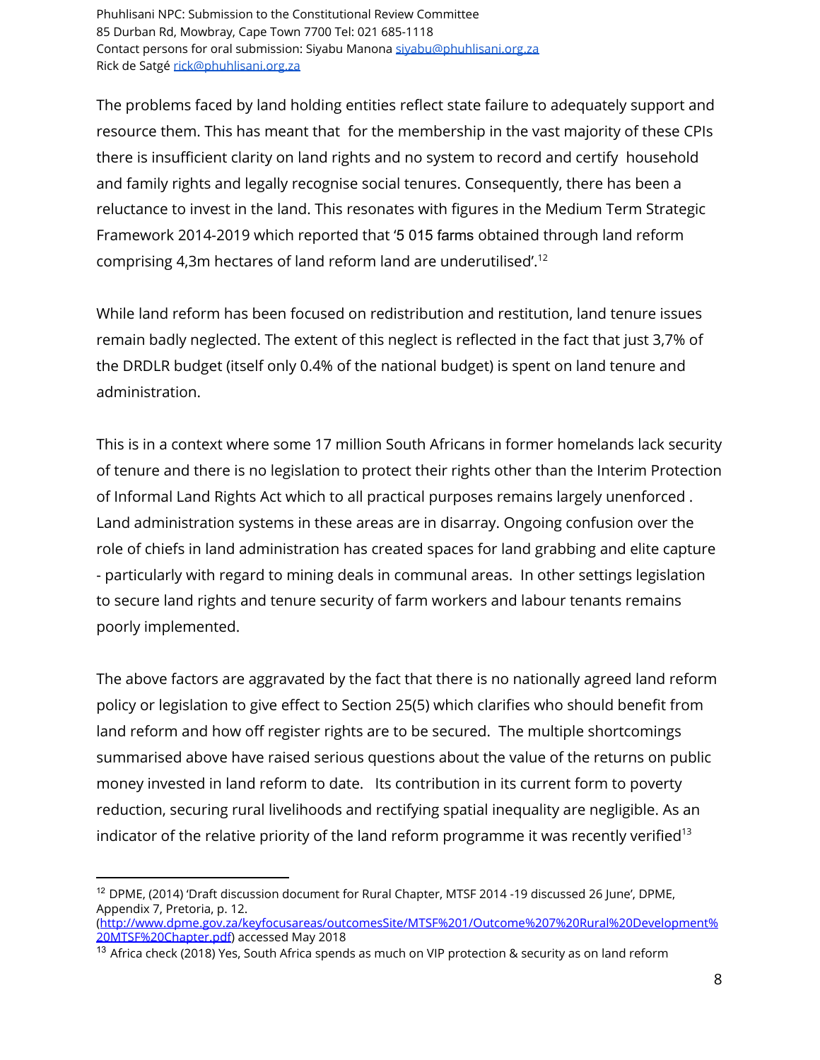The problems faced by land holding entities reflect state failure to adequately support and resource them. This has meant that for the membership in the vast majority of these CPIs there is insufficient clarity on land rights and no system to record and certify household and family rights and legally recognise social tenures. Consequently, there has been a reluctance to invest in the land. This resonates with figures in the Medium Term Strategic Framework 2014-2019 which reported that '5 015 farms obtained through land reform comprising 4,3m hectares of land reform land are underutilised'.[12]

While land reform has been focused on redistribution and restitution, land tenure issues remain badly neglected. The extent of this neglect is reflected in the fact that just 3,7% of the DRDLR budget (itself only 0.4% of the national budget) is spent on land tenure and administration.

This is in a context where some 17 million South Africans in former homelands lack security of tenure and there is no legislation to protect their rights other than the Interim Protection of Informal Land Rights Act which to all practical purposes remains largely unenforced . Land administration systems in these areas are in disarray. Ongoing confusion over the role of chiefs in land administration has created spaces for land grabbing and elite capture - particularly with regard to mining deals in communal areas. In other settings legislation to secure land rights and tenure security of farm workers and labour tenants remains poorly implemented.

The above factors are aggravated by the fact that there is no nationally agreed land reform policy or legislation to give effect to Section 25(5) which clarifies who should benefit from land reform and how off register rights are to be secured. The multiple shortcomings summarised above have raised serious questions about the value of the returns on public money invested in land reform to date. Its contribution in its current form to poverty reduction, securing rural livelihoods and rectifying spatial inequality are negligible. As an indicator of the relative priority of the land reform programme it was recently verified[13]

---

[12] DPME, (2014) 'Draft discussion document for Rural Chapter, MTSF 2014 -19 discussed 26 June', DPME, Appendix 7, Pretoria, p. 12. (http://www.dpme.gov.za/keyfocusareas/outcomesSite/MTSF%201/Outcome%207%20Rural%20Development%20MTSF%20Chapter.pdf) accessed May 2018

[13] Africa check (2018) Yes, South Africa spends as much on VIP protection & security as on land reform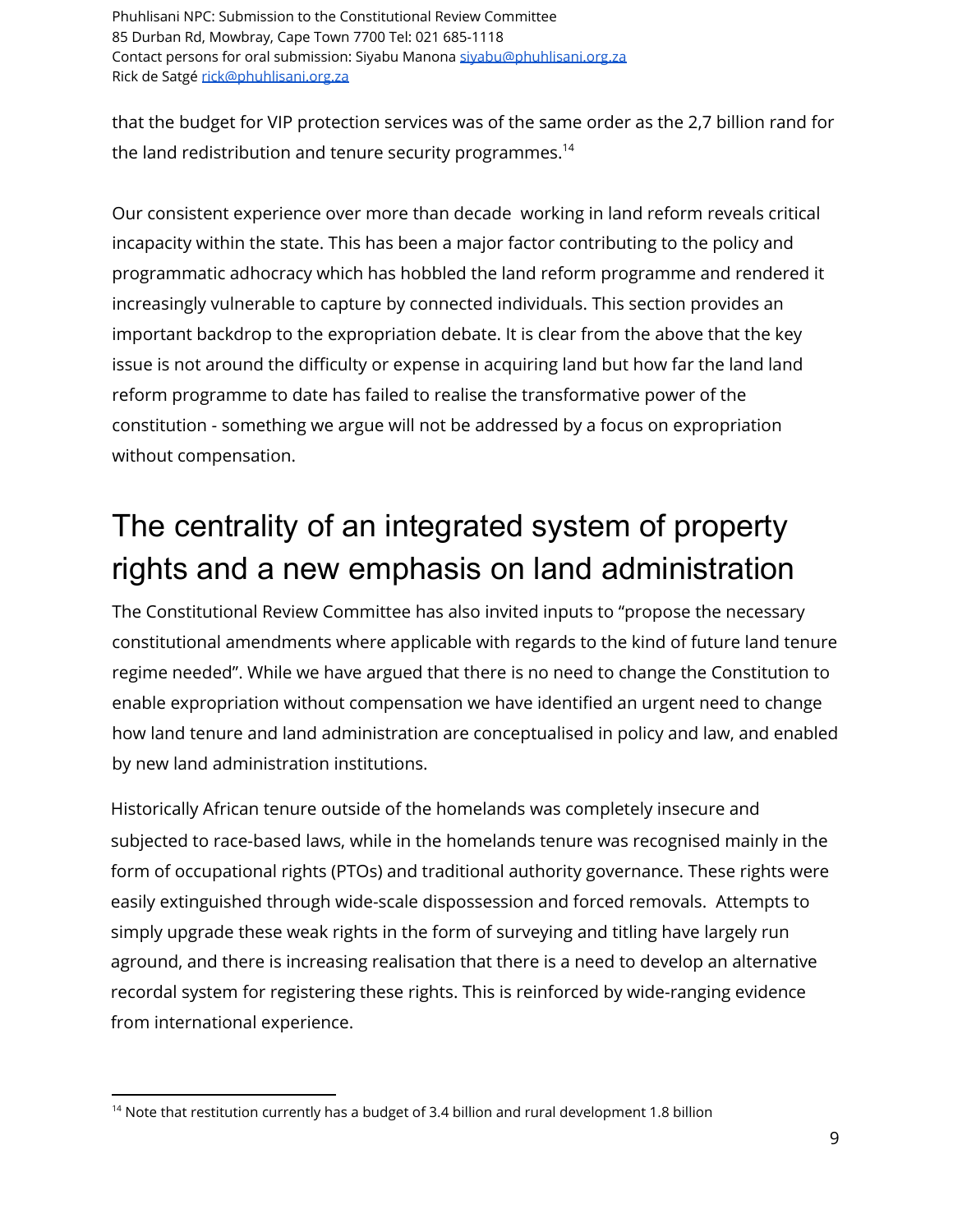that the budget for VIP protection services was of the same order as the 2,7 billion rand for the land redistribution and tenure security programmes.[14]

Our consistent experience over more than decade  working in land reform reveals critical incapacity within the state. This has been a major factor contributing to the policy and programmatic adhocracy which has hobbled the land reform programme and rendered it increasingly vulnerable to capture by connected individuals. This section provides an important backdrop to the expropriation debate. It is clear from the above that the key issue is not around the difficulty or expense in acquiring land but how far the land land reform programme to date has failed to realise the transformative power of the constitution - something we argue will not be addressed by a focus on expropriation without compensation.

# The centrality of an integrated system of property rights and a new emphasis on land administration

The Constitutional Review Committee has also invited inputs to "propose the necessary constitutional amendments where applicable with regards to the kind of future land tenure regime needed". While we have argued that there is no need to change the Constitution to enable expropriation without compensation we have identified an urgent need to change how land tenure and land administration are conceptualised in policy and law, and enabled by new land administration institutions.

Historically African tenure outside of the homelands was completely insecure and subjected to race-based laws, while in the homelands tenure was recognised mainly in the form of occupational rights (PTOs) and traditional authority governance. These rights were easily extinguished through wide-scale dispossession and forced removals.  Attempts to simply upgrade these weak rights in the form of surveying and titling have largely run aground, and there is increasing realisation that there is a need to develop an alternative recordal system for registering these rights. This is reinforced by wide-ranging evidence from international experience.

---

[14] Note that restitution currently has a budget of 3.4 billion and rural development 1.8 billion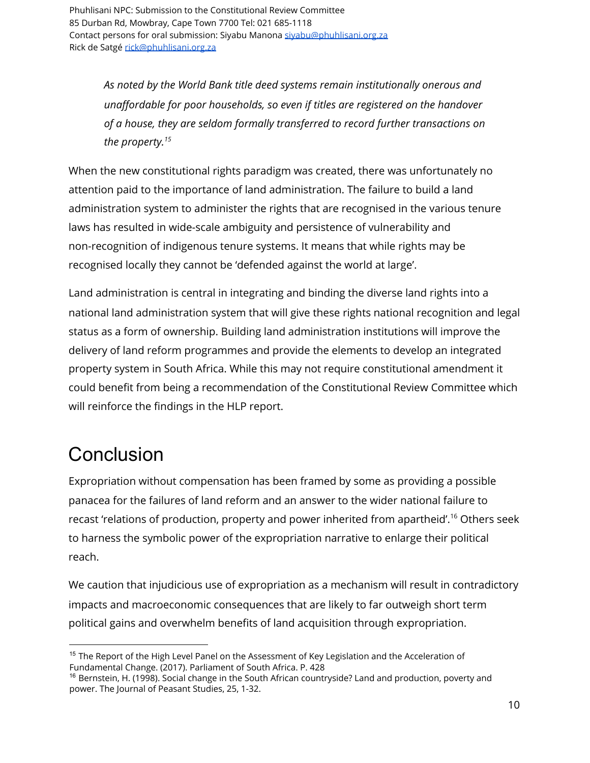> *As noted by the World Bank title deed systems remain institutionally onerous and unaffordable for poor households, so even if titles are registered on the handover of a house, they are seldom formally transferred to record further transactions on the property.*[15]

When the new constitutional rights paradigm was created, there was unfortunately no attention paid to the importance of land administration. The failure to build a land administration system to administer the rights that are recognised in the various tenure laws has resulted in wide-scale ambiguity and persistence of vulnerability and non-recognition of indigenous tenure systems. It means that while rights may be recognised locally they cannot be 'defended against the world at large'.

Land administration is central in integrating and binding the diverse land rights into a national land administration system that will give these rights national recognition and legal status as a form of ownership. Building land administration institutions will improve the delivery of land reform programmes and provide the elements to develop an integrated property system in South Africa. While this may not require constitutional amendment it could benefit from being a recommendation of the Constitutional Review Committee which will reinforce the findings in the HLP report.

# Conclusion

Expropriation without compensation has been framed by some as providing a possible panacea for the failures of land reform and an answer to the wider national failure to recast 'relations of production, property and power inherited from apartheid'.[16] Others seek to harness the symbolic power of the expropriation narrative to enlarge their political reach.

We caution that injudicious use of expropriation as a mechanism will result in contradictory impacts and macroeconomic consequences that are likely to far outweigh short term political gains and overwhelm benefits of land acquisition through expropriation.

---

[15] The Report of the High Level Panel on the Assessment of Key Legislation and the Acceleration of Fundamental Change. (2017). Parliament of South Africa. P. 428

[16] Bernstein, H. (1998). Social change in the South African countryside? Land and production, poverty and power. The Journal of Peasant Studies, 25, 1-32.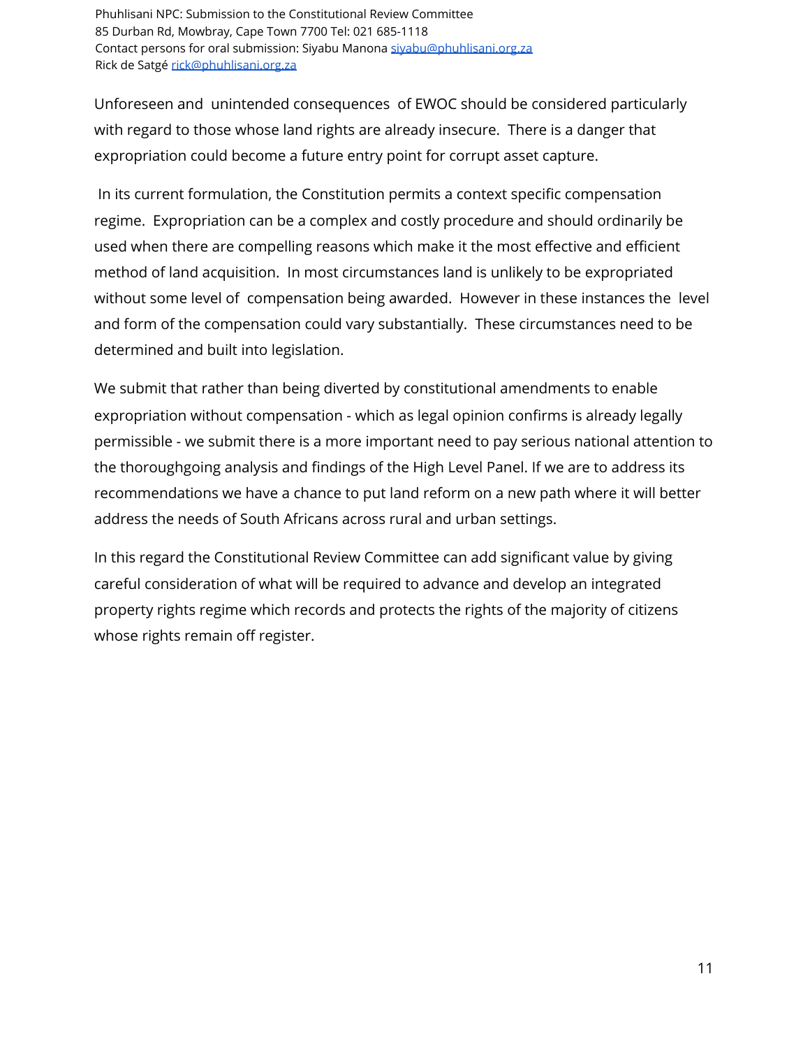Unforeseen and unintended consequences of EWOC should be considered particularly with regard to those whose land rights are already insecure. There is a danger that expropriation could become a future entry point for corrupt asset capture.

In its current formulation, the Constitution permits a context specific compensation regime. Expropriation can be a complex and costly procedure and should ordinarily be used when there are compelling reasons which make it the most effective and efficient method of land acquisition. In most circumstances land is unlikely to be expropriated without some level of compensation being awarded. However in these instances the level and form of the compensation could vary substantially. These circumstances need to be determined and built into legislation.

We submit that rather than being diverted by constitutional amendments to enable expropriation without compensation - which as legal opinion confirms is already legally permissible - we submit there is a more important need to pay serious national attention to the thoroughgoing analysis and findings of the High Level Panel. If we are to address its recommendations we have a chance to put land reform on a new path where it will better address the needs of South Africans across rural and urban settings.

In this regard the Constitutional Review Committee can add significant value by giving careful consideration of what will be required to advance and develop an integrated property rights regime which records and protects the rights of the majority of citizens whose rights remain off register.